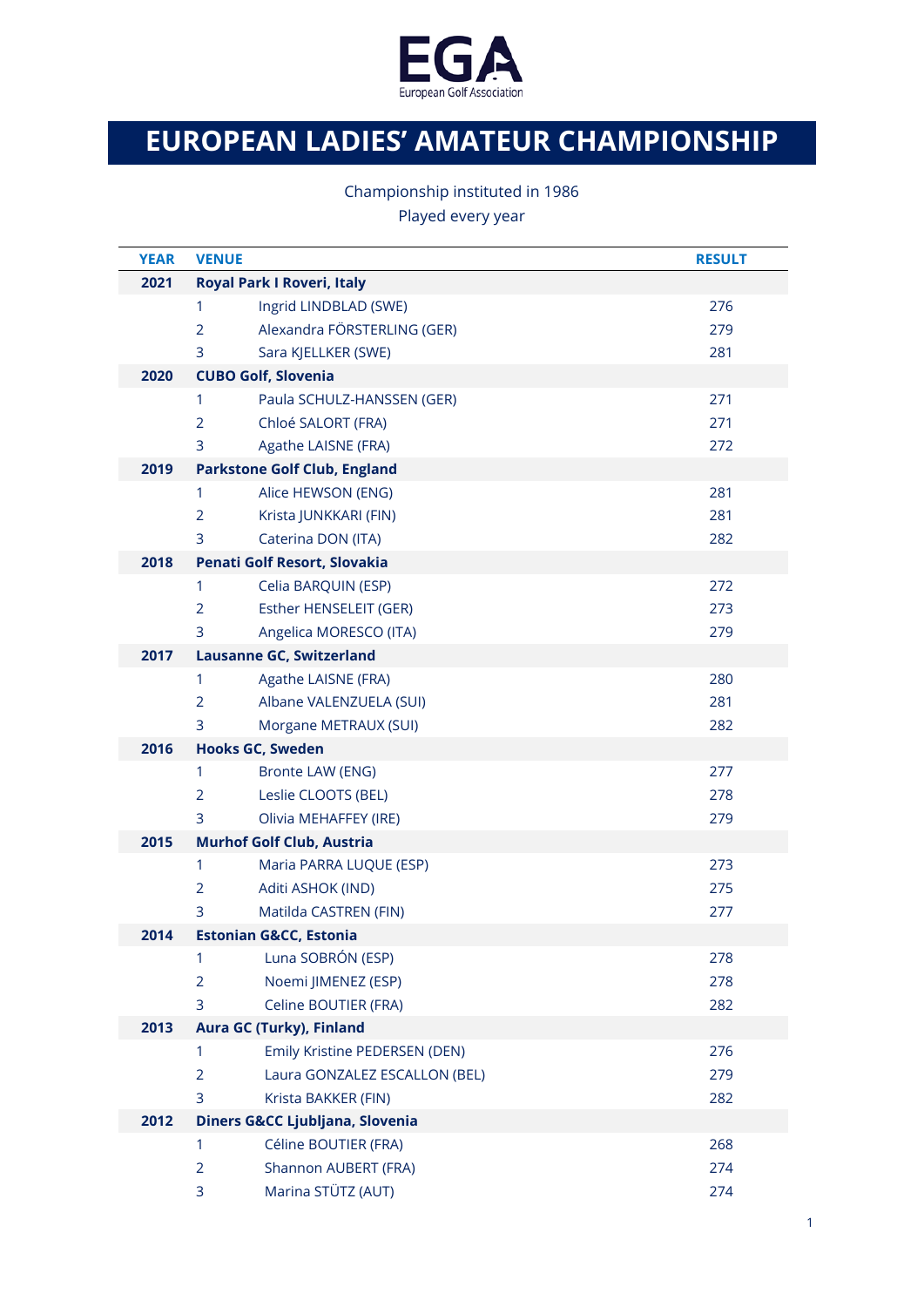EGA
European Golf Association

# EUROPEAN LADIES' AMATEUR CHAMPIONSHIP

Championship instituted in 1986

Played every year

| YEAR | VENUE | | RESULT |
|---|---|---|---|
| **2021** | **Royal Park I Roveri, Italy** | | |
| | 1 | Ingrid LINDBLAD (SWE) | 276 |
| | 2 | Alexandra FÖRSTERLING (GER) | 279 |
| | 3 | Sara KJELLKER (SWE) | 281 |
| **2020** | **CUBO Golf, Slovenia** | | |
| | 1 | Paula SCHULZ-HANSSEN (GER) | 271 |
| | 2 | Chloé SALORT (FRA) | 271 |
| | 3 | Agathe LAISNE (FRA) | 272 |
| **2019** | **Parkstone Golf Club, England** | | |
| | 1 | Alice HEWSON (ENG) | 281 |
| | 2 | Krista JUNKKARI (FIN) | 281 |
| | 3 | Caterina DON (ITA) | 282 |
| **2018** | **Penati Golf Resort, Slovakia** | | |
| | 1 | Celia BARQUIN (ESP) | 272 |
| | 2 | Esther HENSELEIT (GER) | 273 |
| | 3 | Angelica MORESCO (ITA) | 279 |
| **2017** | **Lausanne GC, Switzerland** | | |
| | 1 | Agathe LAISNE (FRA) | 280 |
| | 2 | Albane VALENZUELA (SUI) | 281 |
| | 3 | Morgane METRAUX (SUI) | 282 |
| **2016** | **Hooks GC, Sweden** | | |
| | 1 | Bronte LAW (ENG) | 277 |
| | 2 | Leslie CLOOTS (BEL) | 278 |
| | 3 | Olivia MEHAFFEY (IRE) | 279 |
| **2015** | **Murhof Golf Club, Austria** | | |
| | 1 | Maria PARRA LUQUE (ESP) | 273 |
| | 2 | Aditi ASHOK (IND) | 275 |
| | 3 | Matilda CASTREN (FIN) | 277 |
| **2014** | **Estonian G&CC, Estonia** | | |
| | 1 | Luna SOBRÓN (ESP) | 278 |
| | 2 | Noemi JIMENEZ (ESP) | 278 |
| | 3 | Celine BOUTIER (FRA) | 282 |
| **2013** | **Aura GC (Turky), Finland** | | |
| | 1 | Emily Kristine PEDERSEN (DEN) | 276 |
| | 2 | Laura GONZALEZ ESCALLON (BEL) | 279 |
| | 3 | Krista BAKKER (FIN) | 282 |
| **2012** | **Diners G&CC Ljubljana, Slovenia** | | |
| | 1 | Céline BOUTIER (FRA) | 268 |
| | 2 | Shannon AUBERT (FRA) | 274 |
| | 3 | Marina STÜTZ (AUT) | 274 |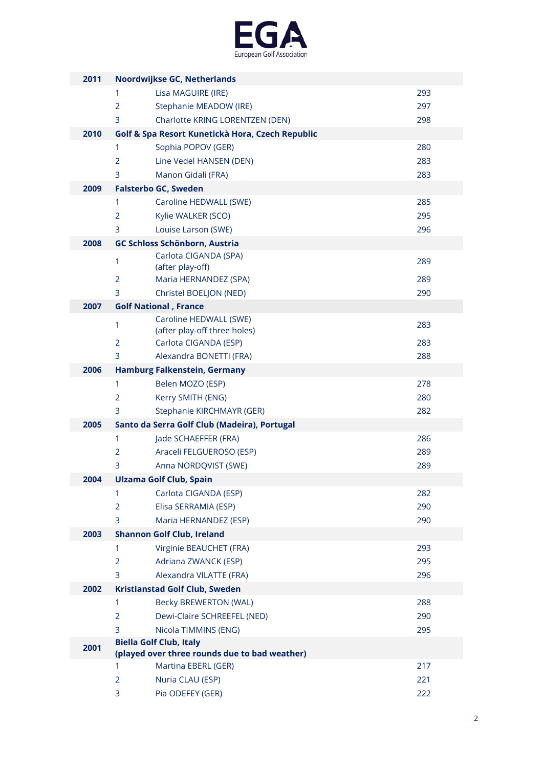| | | | | |
|---|---|---|---|---|
| **2011** | **Noordwijkse GC, Netherlands** | | | |
| | 1 | Lisa MAGUIRE (IRE) | 293 |
| | 2 | Stephanie MEADOW (IRE) | 297 |
| | 3 | Charlotte KRING LORENTZEN (DEN) | 298 |
| **2010** | **Golf & Spa Resort Kunetickà Hora, Czech Republic** | | |
| | 1 | Sophia POPOV (GER) | 280 |
| | 2 | Line Vedel HANSEN (DEN) | 283 |
| | 3 | Manon Gidali (FRA) | 283 |
| **2009** | **Falsterbo GC, Sweden** | | |
| | 1 | Caroline HEDWALL (SWE) | 285 |
| | 2 | Kylie WALKER (SCO) | 295 |
| | 3 | Louise Larson (SWE) | 296 |
| **2008** | **GC Schloss Schönborn, Austria** | | |
| | 1 | Carlota CIGANDA (SPA) (after play-off) | 289 |
| | 2 | Maria HERNANDEZ (SPA) | 289 |
| | 3 | Christel BOELJON (NED) | 290 |
| **2007** | **Golf National , France** | | |
| | 1 | Caroline HEDWALL (SWE) (after play-off three holes) | 283 |
| | 2 | Carlota CIGANDA (ESP) | 283 |
| | 3 | Alexandra BONETTI (FRA) | 288 |
| **2006** | **Hamburg Falkenstein, Germany** | | |
| | 1 | Belen MOZO (ESP) | 278 |
| | 2 | Kerry SMITH (ENG) | 280 |
| | 3 | Stephanie KIRCHMAYR (GER) | 282 |
| **2005** | **Santo da Serra Golf Club (Madeira), Portugal** | | |
| | 1 | Jade SCHAEFFER (FRA) | 286 |
| | 2 | Araceli FELGUEROSO (ESP) | 289 |
| | 3 | Anna NORDQVIST (SWE) | 289 |
| **2004** | **Ulzama Golf Club, Spain** | | |
| | 1 | Carlota CIGANDA (ESP) | 282 |
| | 2 | Elisa SERRAMIA (ESP) | 290 |
| | 3 | Maria HERNANDEZ (ESP) | 290 |
| **2003** | **Shannon Golf Club, Ireland** | | |
| | 1 | Virginie BEAUCHET (FRA) | 293 |
| | 2 | Adriana ZWANCK (ESP) | 295 |
| | 3 | Alexandra VILATTE (FRA) | 296 |
| **2002** | **Kristianstad Golf Club, Sweden** | | |
| | 1 | Becky BREWERTON (WAL) | 288 |
| | 2 | Dewi-Claire SCHREEFEL (NED) | 290 |
| | 3 | Nicola TIMMINS (ENG) | 295 |
| **2001** | **Biella Golf Club, Italy (played over three rounds due to bad weather)** | | |
| | 1 | Martina EBERL (GER) | 217 |
| | 2 | Nuria CLAU (ESP) | 221 |
| | 3 | Pia ODEFEY (GER) | 222 |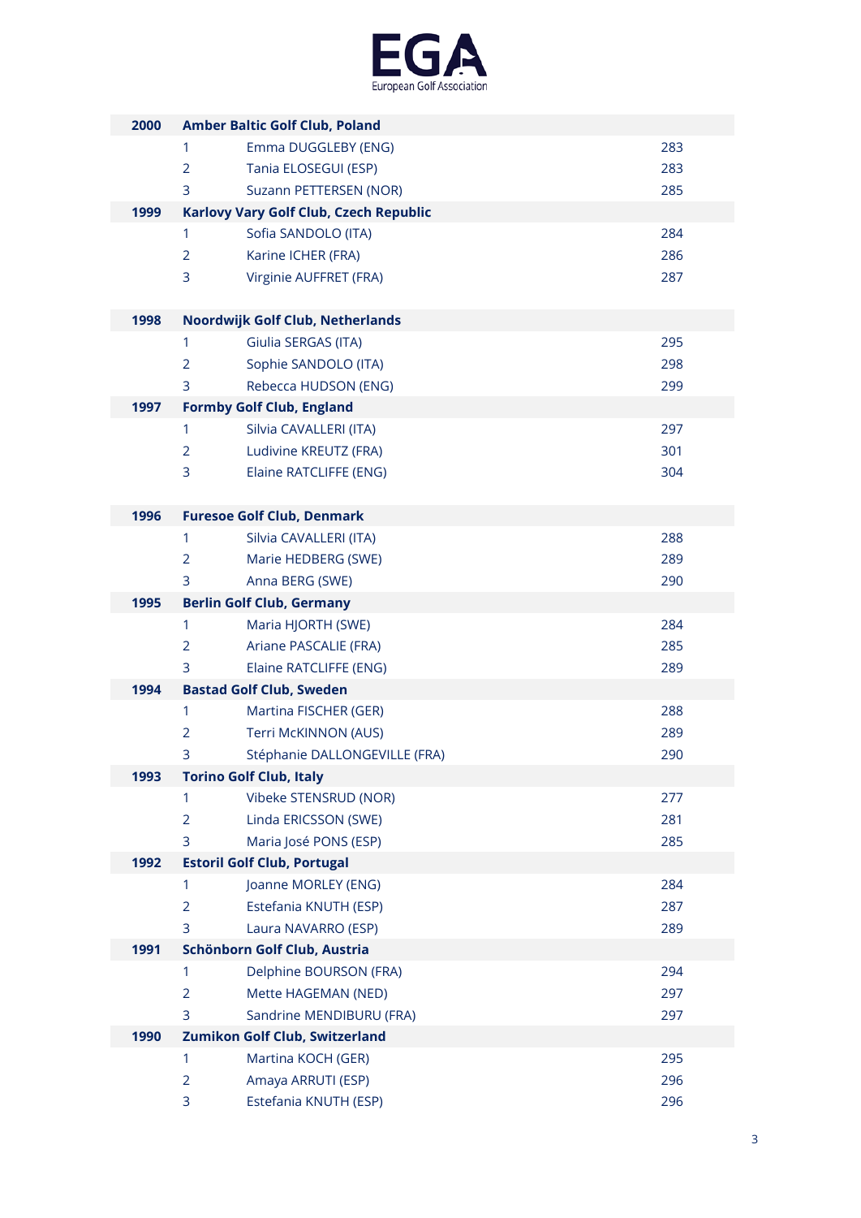**EGA**
European Golf Association

| Year | Venue / Position | Name | Score |
| --- | --- | --- | --- |
| **2000** | **Amber Baltic Golf Club, Poland** | | |
| | 1 | Emma DUGGLEBY (ENG) | 283 |
| | 2 | Tania ELOSEGUI (ESP) | 283 |
| | 3 | Suzann PETTERSEN (NOR) | 285 |
| **1999** | **Karlovy Vary Golf Club, Czech Republic** | | |
| | 1 | Sofia SANDOLO (ITA) | 284 |
| | 2 | Karine ICHER (FRA) | 286 |
| | 3 | Virginie AUFFRET (FRA) | 287 |
| **1998** | **Noordwijk Golf Club, Netherlands** | | |
| | 1 | Giulia SERGAS (ITA) | 295 |
| | 2 | Sophie SANDOLO (ITA) | 298 |
| | 3 | Rebecca HUDSON (ENG) | 299 |
| **1997** | **Formby Golf Club, England** | | |
| | 1 | Silvia CAVALLERI (ITA) | 297 |
| | 2 | Ludivine KREUTZ (FRA) | 301 |
| | 3 | Elaine RATCLIFFE (ENG) | 304 |
| **1996** | **Furesoe Golf Club, Denmark** | | |
| | 1 | Silvia CAVALLERI (ITA) | 288 |
| | 2 | Marie HEDBERG (SWE) | 289 |
| | 3 | Anna BERG (SWE) | 290 |
| **1995** | **Berlin Golf Club, Germany** | | |
| | 1 | Maria HJORTH (SWE) | 284 |
| | 2 | Ariane PASCALIE (FRA) | 285 |
| | 3 | Elaine RATCLIFFE (ENG) | 289 |
| **1994** | **Bastad Golf Club, Sweden** | | |
| | 1 | Martina FISCHER (GER) | 288 |
| | 2 | Terri McKINNON (AUS) | 289 |
| | 3 | Stéphanie DALLONGEVILLE (FRA) | 290 |
| **1993** | **Torino Golf Club, Italy** | | |
| | 1 | Vibeke STENSRUD (NOR) | 277 |
| | 2 | Linda ERICSSON (SWE) | 281 |
| | 3 | Maria José PONS (ESP) | 285 |
| **1992** | **Estoril Golf Club, Portugal** | | |
| | 1 | Joanne MORLEY (ENG) | 284 |
| | 2 | Estefania KNUTH (ESP) | 287 |
| | 3 | Laura NAVARRO (ESP) | 289 |
| **1991** | **Schönborn Golf Club, Austria** | | |
| | 1 | Delphine BOURSON (FRA) | 294 |
| | 2 | Mette HAGEMAN (NED) | 297 |
| | 3 | Sandrine MENDIBURU (FRA) | 297 |
| **1990** | **Zumikon Golf Club, Switzerland** | | |
| | 1 | Martina KOCH (GER) | 295 |
| | 2 | Amaya ARRUTI (ESP) | 296 |
| | 3 | Estefania KNUTH (ESP) | 296 |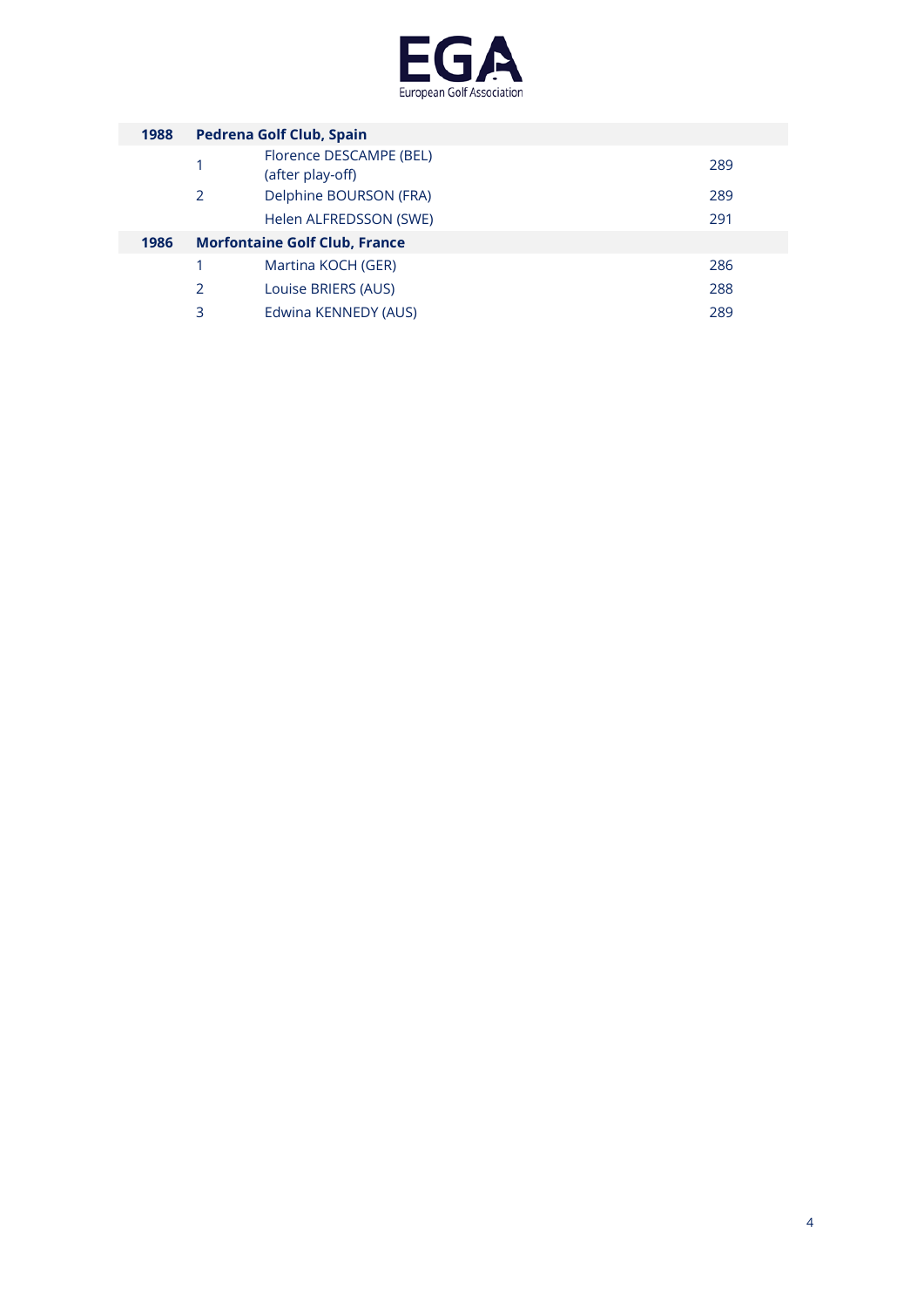| | | | |
|---|---|---|---|
| **1988** | **Pedrena Golf Club, Spain** | | |
| | 1 | Florence DESCAMPE (BEL) (after play-off) | 289 |
| | 2 | Delphine BOURSON (FRA) | 289 |
| | | Helen ALFREDSSON (SWE) | 291 |
| **1986** | **Morfontaine Golf Club, France** | | |
| | 1 | Martina KOCH (GER) | 286 |
| | 2 | Louise BRIERS (AUS) | 288 |
| | 3 | Edwina KENNEDY (AUS) | 289 |